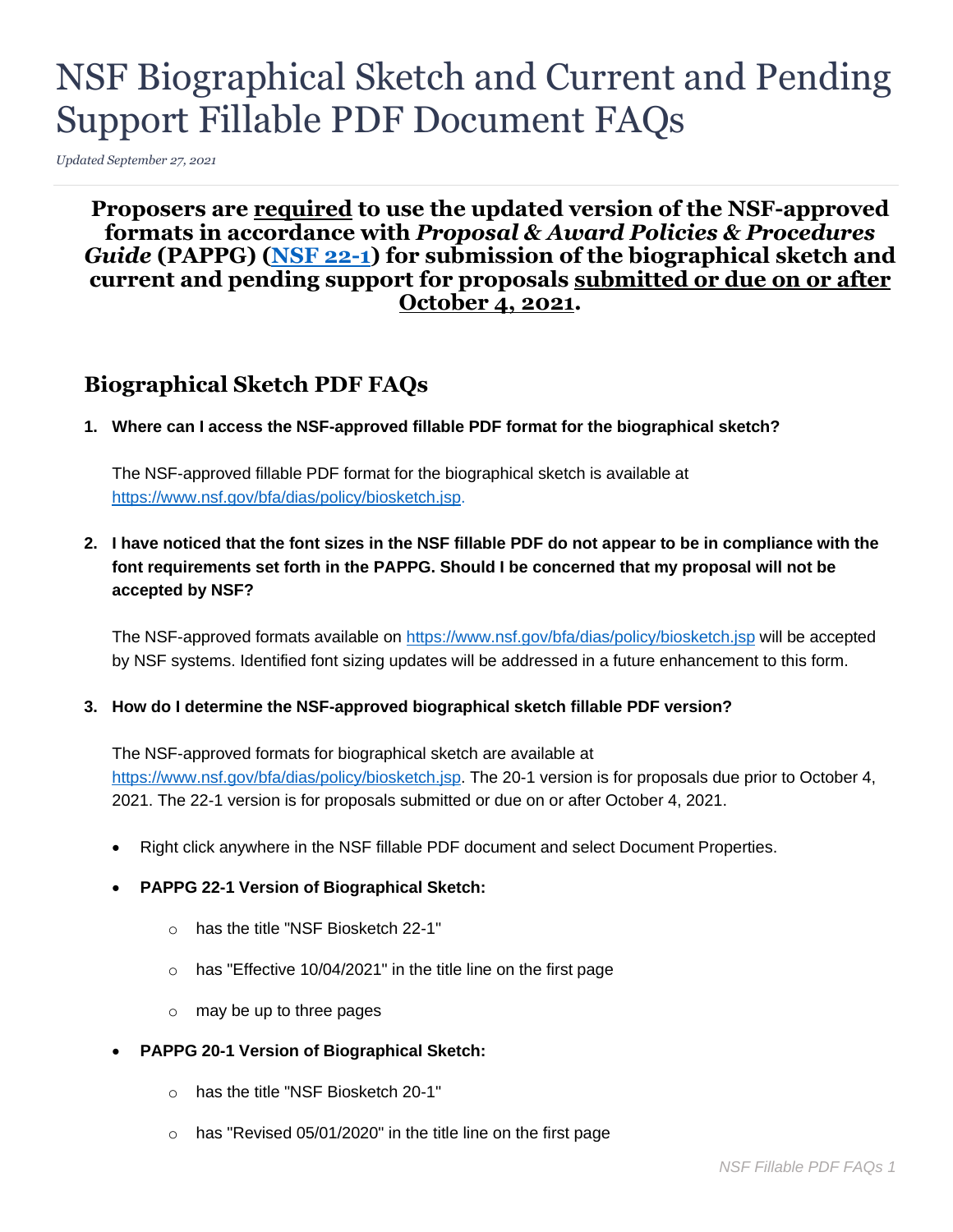# NSF Biographical Sketch and Current and Pending Support Fillable PDF Document FAQs

*Updated September 27, 2021*

**Proposers are <u>required</u> to use the updated version of the NSF-approved formats in accordance with *Proposal & Award Policies & Procedures Guide* (PAPPG) ([NSF 22-1]) for submission of the biographical sketch and current and pending support for proposals <u>submitted or due on or after October 4, 2021</u>.**

## Biographical Sketch PDF FAQs

1. **Where can I access the NSF-approved fillable PDF format for the biographical sketch?**

   The NSF-approved fillable PDF format for the biographical sketch is available at https://www.nsf.gov/bfa/dias/policy/biosketch.jsp.

2. **I have noticed that the font sizes in the NSF fillable PDF do not appear to be in compliance with the font requirements set forth in the PAPPG. Should I be concerned that my proposal will not be accepted by NSF?**

   The NSF-approved formats available on https://www.nsf.gov/bfa/dias/policy/biosketch.jsp will be accepted by NSF systems. Identified font sizing updates will be addressed in a future enhancement to this form.

3. **How do I determine the NSF-approved biographical sketch fillable PDF version?**

   The NSF-approved formats for biographical sketch are available at https://www.nsf.gov/bfa/dias/policy/biosketch.jsp. The 20-1 version is for proposals due prior to October 4, 2021. The 22-1 version is for proposals submitted or due on or after October 4, 2021.

   - Right click anywhere in the NSF fillable PDF document and select Document Properties.
   - **PAPPG 22-1 Version of Biographical Sketch:**
     - has the title "NSF Biosketch 22-1"
     - has "Effective 10/04/2021" in the title line on the first page
     - may be up to three pages
   - **PAPPG 20-1 Version of Biographical Sketch:**
     - has the title "NSF Biosketch 20-1"
     - has "Revised 05/01/2020" in the title line on the first page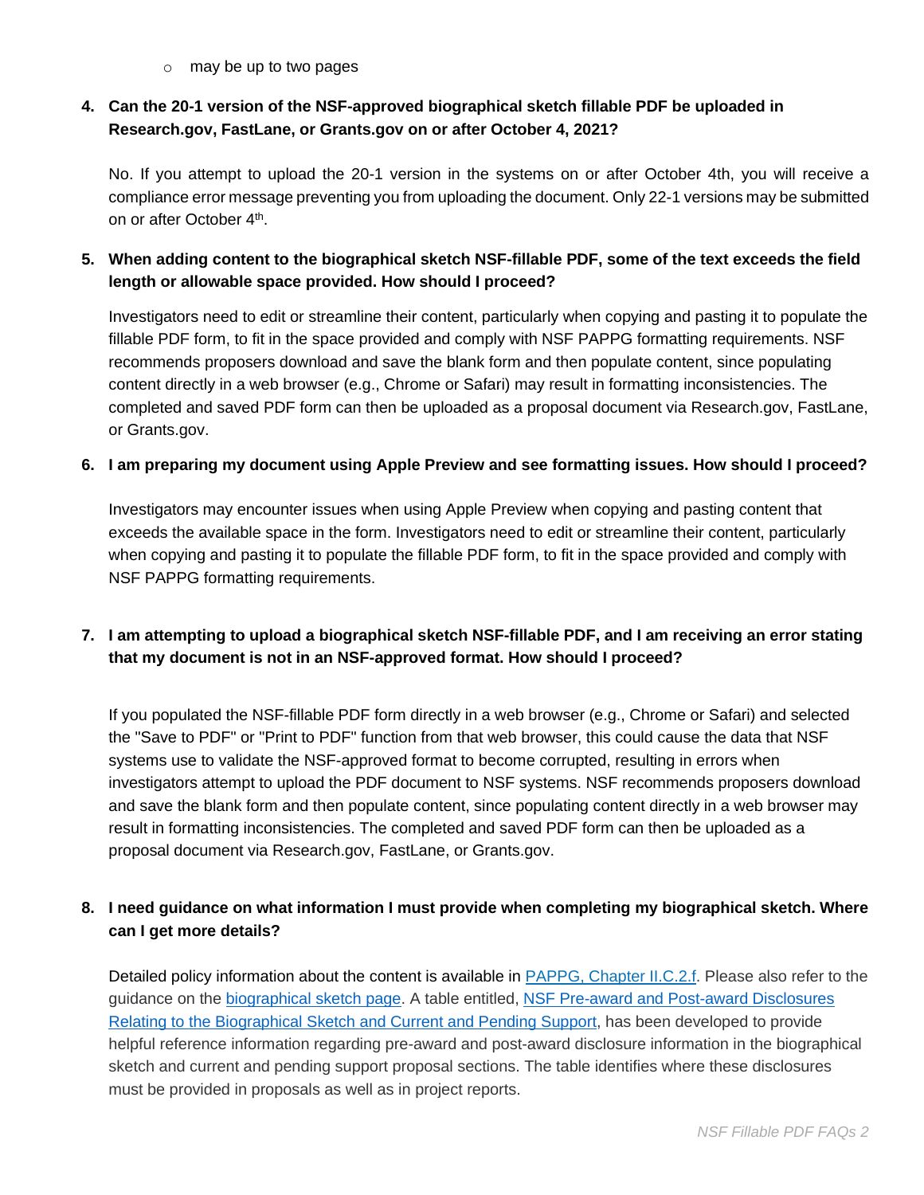- may be up to two pages

4. **Can the 20-1 version of the NSF-approved biographical sketch fillable PDF be uploaded in Research.gov, FastLane, or Grants.gov on or after October 4, 2021?**

   No. If you attempt to upload the 20-1 version in the systems on or after October 4th, you will receive a compliance error message preventing you from uploading the document. Only 22-1 versions may be submitted on or after October 4th.

5. **When adding content to the biographical sketch NSF-fillable PDF, some of the text exceeds the field length or allowable space provided. How should I proceed?**

   Investigators need to edit or streamline their content, particularly when copying and pasting it to populate the fillable PDF form, to fit in the space provided and comply with NSF PAPPG formatting requirements. NSF recommends proposers download and save the blank form and then populate content, since populating content directly in a web browser (e.g., Chrome or Safari) may result in formatting inconsistencies. The completed and saved PDF form can then be uploaded as a proposal document via Research.gov, FastLane, or Grants.gov.

6. **I am preparing my document using Apple Preview and see formatting issues. How should I proceed?**

   Investigators may encounter issues when using Apple Preview when copying and pasting content that exceeds the available space in the form. Investigators need to edit or streamline their content, particularly when copying and pasting it to populate the fillable PDF form, to fit in the space provided and comply with NSF PAPPG formatting requirements.

7. **I am attempting to upload a biographical sketch NSF-fillable PDF, and I am receiving an error stating that my document is not in an NSF-approved format. How should I proceed?**

   If you populated the NSF-fillable PDF form directly in a web browser (e.g., Chrome or Safari) and selected the "Save to PDF" or "Print to PDF" function from that web browser, this could cause the data that NSF systems use to validate the NSF-approved format to become corrupted, resulting in errors when investigators attempt to upload the PDF document to NSF systems. NSF recommends proposers download and save the blank form and then populate content, since populating content directly in a web browser may result in formatting inconsistencies. The completed and saved PDF form can then be uploaded as a proposal document via Research.gov, FastLane, or Grants.gov.

8. **I need guidance on what information I must provide when completing my biographical sketch. Where can I get more details?**

   Detailed policy information about the content is available in PAPPG, Chapter II.C.2.f. Please also refer to the guidance on the biographical sketch page. A table entitled, NSF Pre-award and Post-award Disclosures Relating to the Biographical Sketch and Current and Pending Support, has been developed to provide helpful reference information regarding pre-award and post-award disclosure information in the biographical sketch and current and pending support proposal sections. The table identifies where these disclosures must be provided in proposals as well as in project reports.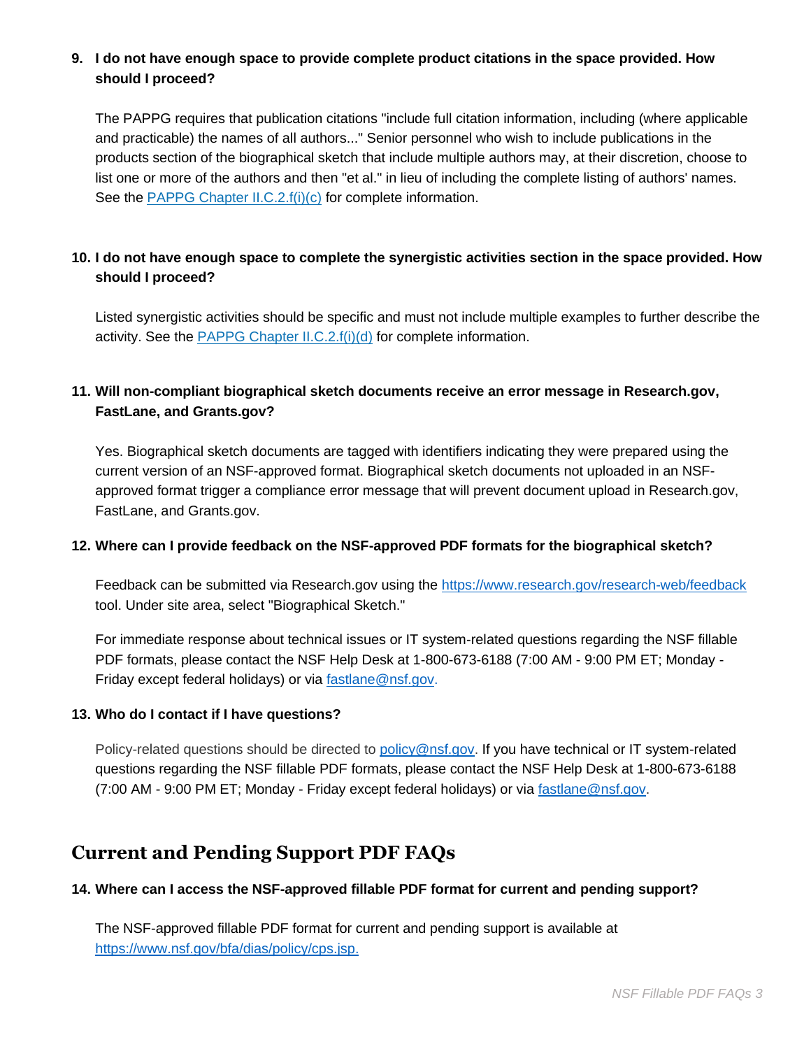**9. I do not have enough space to provide complete product citations in the space provided. How should I proceed?**

The PAPPG requires that publication citations "include full citation information, including (where applicable and practicable) the names of all authors..." Senior personnel who wish to include publications in the products section of the biographical sketch that include multiple authors may, at their discretion, choose to list one or more of the authors and then "et al." in lieu of including the complete listing of authors' names. See the PAPPG Chapter II.C.2.f(i)(c) for complete information.

**10. I do not have enough space to complete the synergistic activities section in the space provided. How should I proceed?**

Listed synergistic activities should be specific and must not include multiple examples to further describe the activity. See the PAPPG Chapter II.C.2.f(i)(d) for complete information.

**11. Will non-compliant biographical sketch documents receive an error message in Research.gov, FastLane, and Grants.gov?**

Yes. Biographical sketch documents are tagged with identifiers indicating they were prepared using the current version of an NSF-approved format. Biographical sketch documents not uploaded in an NSF-approved format trigger a compliance error message that will prevent document upload in Research.gov, FastLane, and Grants.gov.

**12. Where can I provide feedback on the NSF-approved PDF formats for the biographical sketch?**

Feedback can be submitted via Research.gov using the https://www.research.gov/research-web/feedback tool. Under site area, select "Biographical Sketch."

For immediate response about technical issues or IT system-related questions regarding the NSF fillable PDF formats, please contact the NSF Help Desk at 1-800-673-6188 (7:00 AM - 9:00 PM ET; Monday - Friday except federal holidays) or via fastlane@nsf.gov.

**13. Who do I contact if I have questions?**

Policy-related questions should be directed to policy@nsf.gov. If you have technical or IT system-related questions regarding the NSF fillable PDF formats, please contact the NSF Help Desk at 1-800-673-6188 (7:00 AM - 9:00 PM ET; Monday - Friday except federal holidays) or via fastlane@nsf.gov.

## Current and Pending Support PDF FAQs

**14. Where can I access the NSF-approved fillable PDF format for current and pending support?**

The NSF-approved fillable PDF format for current and pending support is available at https://www.nsf.gov/bfa/dias/policy/cps.jsp.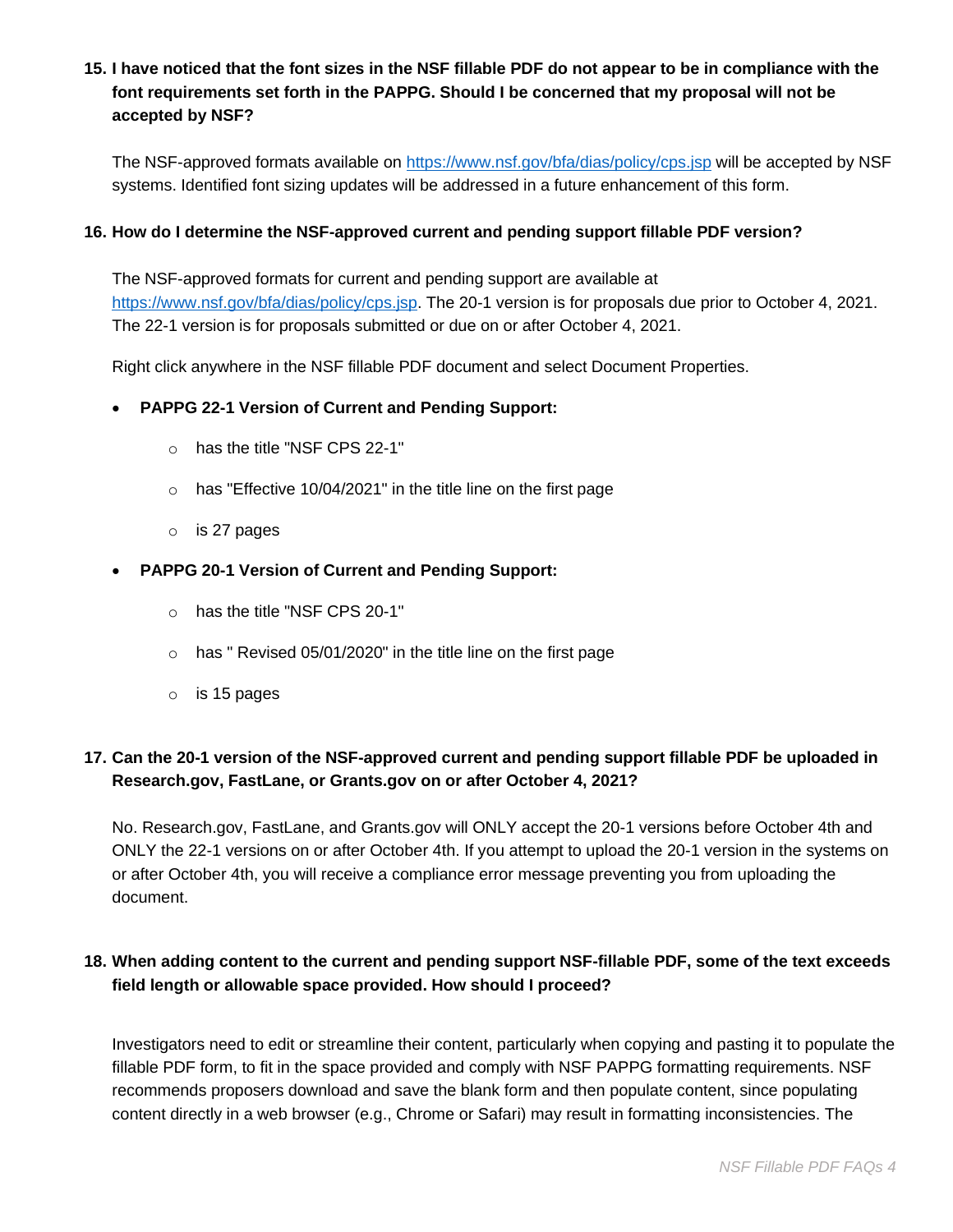**15. I have noticed that the font sizes in the NSF fillable PDF do not appear to be in compliance with the font requirements set forth in the PAPPG. Should I be concerned that my proposal will not be accepted by NSF?**

The NSF-approved formats available on https://www.nsf.gov/bfa/dias/policy/cps.jsp will be accepted by NSF systems. Identified font sizing updates will be addressed in a future enhancement of this form.

**16. How do I determine the NSF-approved current and pending support fillable PDF version?**

The NSF-approved formats for current and pending support are available at https://www.nsf.gov/bfa/dias/policy/cps.jsp. The 20-1 version is for proposals due prior to October 4, 2021. The 22-1 version is for proposals submitted or due on or after October 4, 2021.

Right click anywhere in the NSF fillable PDF document and select Document Properties.

- **PAPPG 22-1 Version of Current and Pending Support:**
  - has the title "NSF CPS 22-1"
  - has "Effective 10/04/2021" in the title line on the first page
  - is 27 pages
- **PAPPG 20-1 Version of Current and Pending Support:**
  - has the title "NSF CPS 20-1"
  - has " Revised 05/01/2020" in the title line on the first page
  - is 15 pages

**17. Can the 20-1 version of the NSF-approved current and pending support fillable PDF be uploaded in Research.gov, FastLane, or Grants.gov on or after October 4, 2021?**

No. Research.gov, FastLane, and Grants.gov will ONLY accept the 20-1 versions before October 4th and ONLY the 22-1 versions on or after October 4th. If you attempt to upload the 20-1 version in the systems on or after October 4th, you will receive a compliance error message preventing you from uploading the document.

**18. When adding content to the current and pending support NSF-fillable PDF, some of the text exceeds field length or allowable space provided. How should I proceed?**

Investigators need to edit or streamline their content, particularly when copying and pasting it to populate the fillable PDF form, to fit in the space provided and comply with NSF PAPPG formatting requirements. NSF recommends proposers download and save the blank form and then populate content, since populating content directly in a web browser (e.g., Chrome or Safari) may result in formatting inconsistencies. The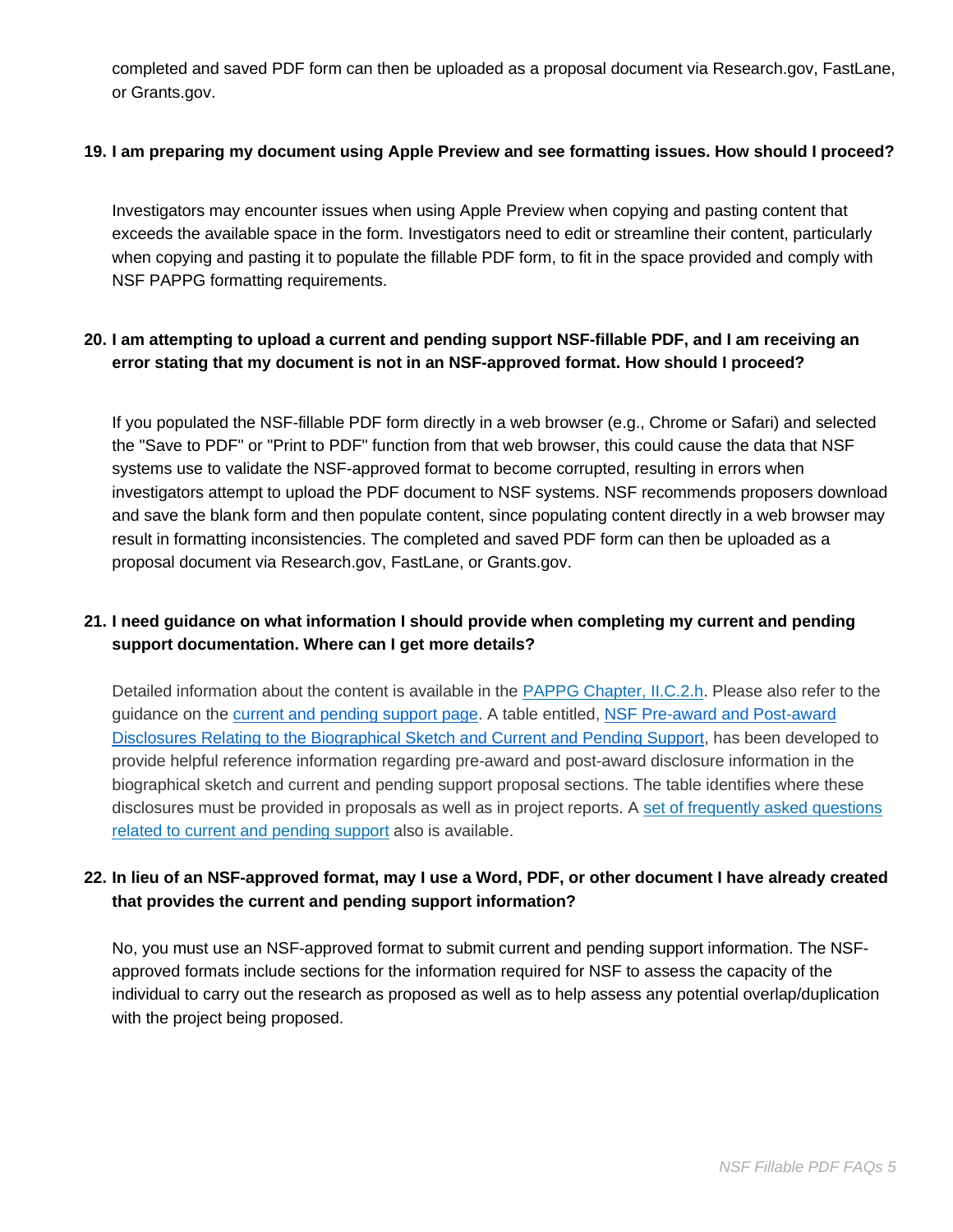completed and saved PDF form can then be uploaded as a proposal document via Research.gov, FastLane, or Grants.gov.

**19. I am preparing my document using Apple Preview and see formatting issues. How should I proceed?**

Investigators may encounter issues when using Apple Preview when copying and pasting content that exceeds the available space in the form. Investigators need to edit or streamline their content, particularly when copying and pasting it to populate the fillable PDF form, to fit in the space provided and comply with NSF PAPPG formatting requirements.

**20. I am attempting to upload a current and pending support NSF-fillable PDF, and I am receiving an error stating that my document is not in an NSF-approved format. How should I proceed?**

If you populated the NSF-fillable PDF form directly in a web browser (e.g., Chrome or Safari) and selected the "Save to PDF" or "Print to PDF" function from that web browser, this could cause the data that NSF systems use to validate the NSF-approved format to become corrupted, resulting in errors when investigators attempt to upload the PDF document to NSF systems. NSF recommends proposers download and save the blank form and then populate content, since populating content directly in a web browser may result in formatting inconsistencies. The completed and saved PDF form can then be uploaded as a proposal document via Research.gov, FastLane, or Grants.gov.

**21. I need guidance on what information I should provide when completing my current and pending support documentation. Where can I get more details?**

Detailed information about the content is available in the PAPPG Chapter, II.C.2.h. Please also refer to the guidance on the current and pending support page. A table entitled, NSF Pre-award and Post-award Disclosures Relating to the Biographical Sketch and Current and Pending Support, has been developed to provide helpful reference information regarding pre-award and post-award disclosure information in the biographical sketch and current and pending support proposal sections. The table identifies where these disclosures must be provided in proposals as well as in project reports. A set of frequently asked questions related to current and pending support also is available.

**22. In lieu of an NSF-approved format, may I use a Word, PDF, or other document I have already created that provides the current and pending support information?**

No, you must use an NSF-approved format to submit current and pending support information. The NSF-approved formats include sections for the information required for NSF to assess the capacity of the individual to carry out the research as proposed as well as to help assess any potential overlap/duplication with the project being proposed.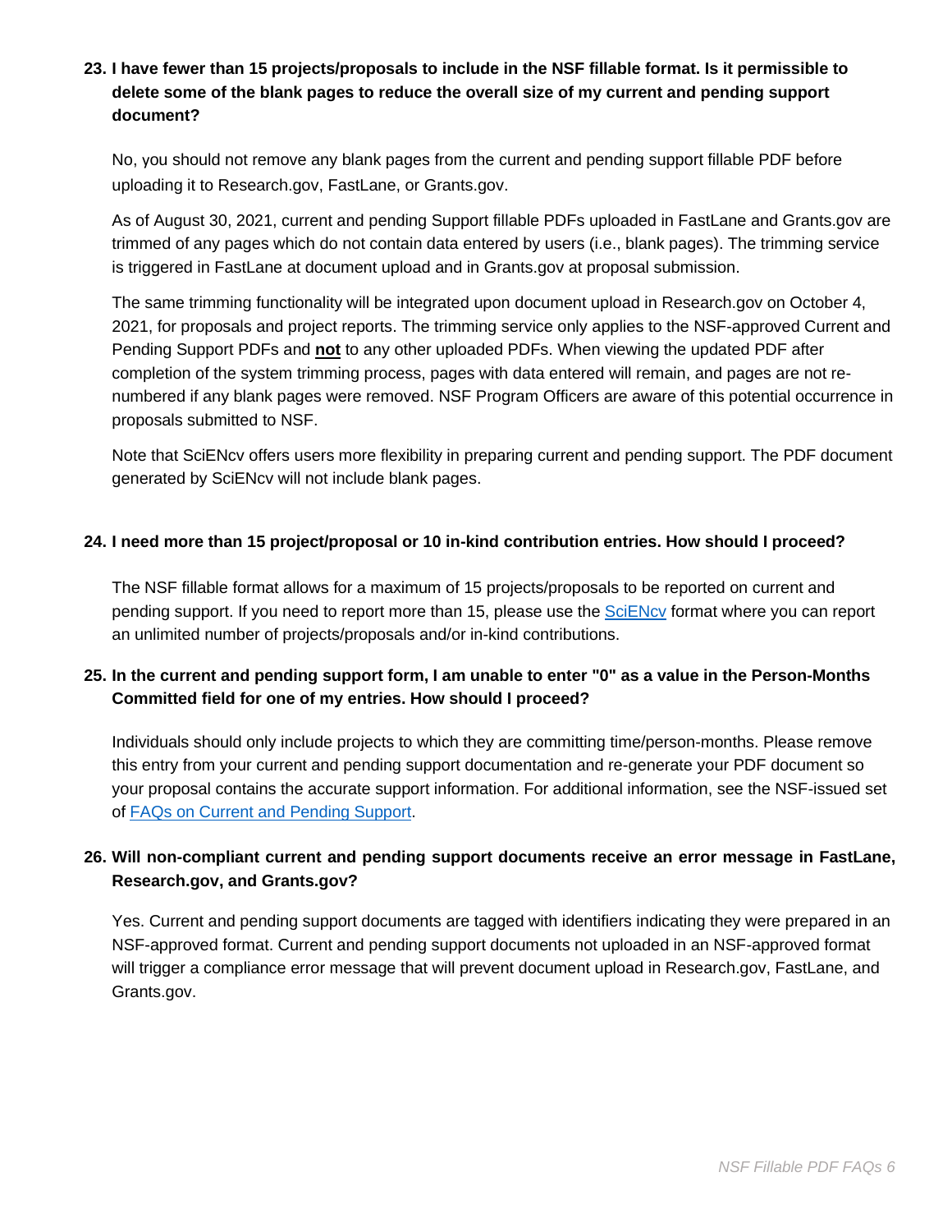**23. I have fewer than 15 projects/proposals to include in the NSF fillable format. Is it permissible to delete some of the blank pages to reduce the overall size of my current and pending support document?**

No, you should not remove any blank pages from the current and pending support fillable PDF before uploading it to Research.gov, FastLane, or Grants.gov.

As of August 30, 2021, current and pending Support fillable PDFs uploaded in FastLane and Grants.gov are trimmed of any pages which do not contain data entered by users (i.e., blank pages). The trimming service is triggered in FastLane at document upload and in Grants.gov at proposal submission.

The same trimming functionality will be integrated upon document upload in Research.gov on October 4, 2021, for proposals and project reports. The trimming service only applies to the NSF-approved Current and Pending Support PDFs and **not** to any other uploaded PDFs. When viewing the updated PDF after completion of the system trimming process, pages with data entered will remain, and pages are not re-numbered if any blank pages were removed. NSF Program Officers are aware of this potential occurrence in proposals submitted to NSF.

Note that SciENcv offers users more flexibility in preparing current and pending support. The PDF document generated by SciENcv will not include blank pages.

**24. I need more than 15 project/proposal or 10 in-kind contribution entries. How should I proceed?**

The NSF fillable format allows for a maximum of 15 projects/proposals to be reported on current and pending support. If you need to report more than 15, please use the SciENcv format where you can report an unlimited number of projects/proposals and/or in-kind contributions.

**25. In the current and pending support form, I am unable to enter "0" as a value in the Person-Months Committed field for one of my entries. How should I proceed?**

Individuals should only include projects to which they are committing time/person-months. Please remove this entry from your current and pending support documentation and re-generate your PDF document so your proposal contains the accurate support information. For additional information, see the NSF-issued set of FAQs on Current and Pending Support.

**26. Will non-compliant current and pending support documents receive an error message in FastLane, Research.gov, and Grants.gov?**

Yes. Current and pending support documents are tagged with identifiers indicating they were prepared in an NSF-approved format. Current and pending support documents not uploaded in an NSF-approved format will trigger a compliance error message that will prevent document upload in Research.gov, FastLane, and Grants.gov.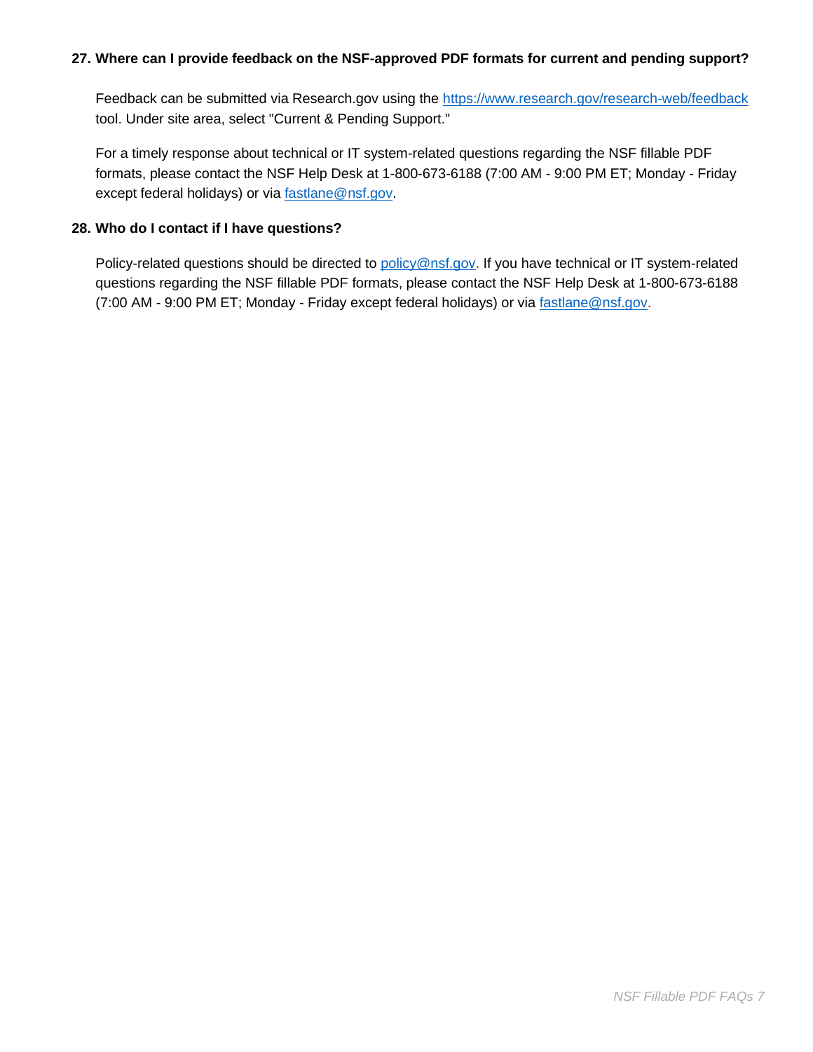**27. Where can I provide feedback on the NSF-approved PDF formats for current and pending support?**

Feedback can be submitted via Research.gov using the https://www.research.gov/research-web/feedback tool. Under site area, select "Current & Pending Support."

For a timely response about technical or IT system-related questions regarding the NSF fillable PDF formats, please contact the NSF Help Desk at 1-800-673-6188 (7:00 AM - 9:00 PM ET; Monday - Friday except federal holidays) or via fastlane@nsf.gov.

**28. Who do I contact if I have questions?**

Policy-related questions should be directed to policy@nsf.gov. If you have technical or IT system-related questions regarding the NSF fillable PDF formats, please contact the NSF Help Desk at 1-800-673-6188 (7:00 AM - 9:00 PM ET; Monday - Friday except federal holidays) or via fastlane@nsf.gov.